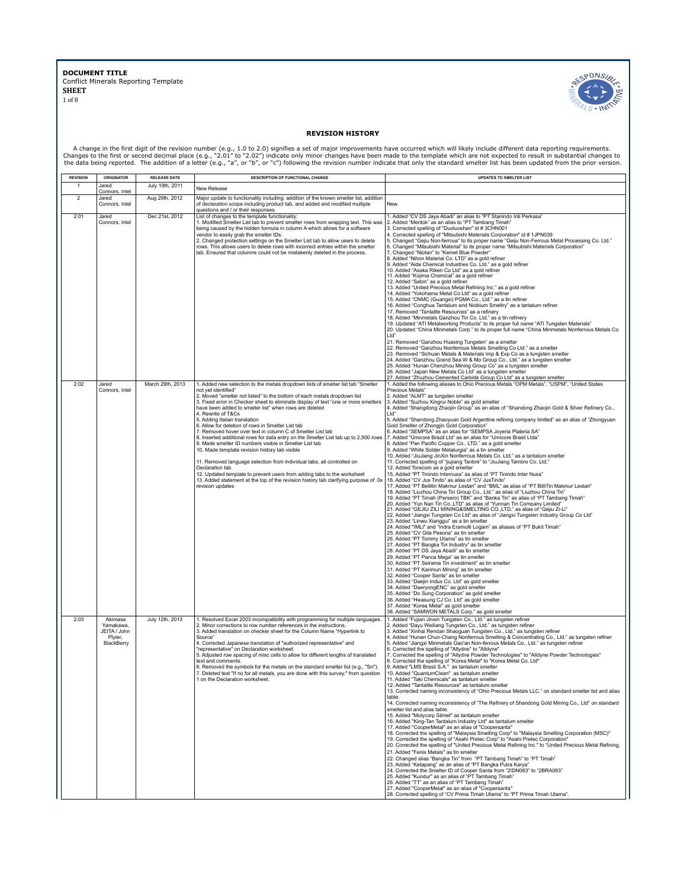**DOCUMENT TITLE**
Conflict Minerals Reporting Template
**SHEET**
1 of 8

## REVISION HISTORY

A change in the first digit of the revision number (e.g., 1.0 to 2.0) signifies a set of major improvements have occurred which will likely include different data reporting requirements. Changes to the first or second decimal place (e.g., "2.01" to "2.02") indicate only minor changes have been made to the template which are not expected to result in substantial changes to the data being reported. The addition of a letter (e.g., "a", or "b", or "c") following the revision number indicate that only the standard smelter list has been updated from the prior version.

| REVISION | ORIGINATOR | RELEASE DATE | DESCRIPTION OF FUNCTIONAL CHANGE | UPDATES TO SMELTER LIST |
|---|---|---|---|---|
| 1 | Jared Connors, Intel | July 19th, 2011 | New Release | |
| 2 | Jared Connors, Intel | Aug 29th, 2012 | Major update to functionality including: addition of the known smelter list, addition of declaration scope including product tab, and added and modified multiple questions and / or their responses. | New. |
| 2.01 | Jared Connors, Intel | Dec 21st, 2012 | List of changes to the template functionality:<br>1. Modified Smelter List tab to prevent smelter rows from wrapping text. This was being caused by the hidden formula in column A which allows for a software vendor to easily grab the smelter IDs.<br>2. Changed protection settings on the Smelter List tab to allow users to delete rows. This allows users to delete rows with incorrect entries within the smelter tab. Ensured that columns could not be mistakenly deleted in the process. | 1. Added "CV DS Jaya Abadi" an alias to "PT Stanindo Inti Perkasa"<br>2. Added "Mentok" as an alias to "PT Tambang Timah"<br>3. Corrected spelling of "Duoluoshan" id # 3CHN001<br>4. Corrected spelling of "Mitsubishi Materials Corporation" id # 1JPN039<br>5. Changed "Gejiu Non-ferrous" to its proper name "Geiju Non-Ferrous Metal Processing Co. Ltd."<br>6. Changed "Mitsubishi Material" to its proper name "Mitsubishi Materials Corporation"<br>7. Changed "Niotan" to "Kemet Blue Powder"<br>8. Added "Nihon Material Co. LTD" as a gold refiner<br>9. Added "Aida Chemical Industries Co. Ltd." as a gold refiner<br>10. Added "Asaka Riken Co Ltd" as a gold refiner<br>11. Added "Kojima Chemical" as a gold refiner<br>12. Added "Sabin" as a gold refiner<br>13. Added "United Precious Metal Refining Inc." as a gold refiner<br>14. Added "Yokohama Metal Co Ltd" as a gold refiner<br>15. Added "CNMC (Guangxi) PGMA Co., Ltd." as a tin refiner<br>16. Added "Conghua Tantalum and Niobium Smeltry" as a tantalum refiner<br>17. Removed "Tantalite Resources" as a refinery<br>18. Added "Minmetals Ganzhou Tin Co. Ltd." as a tin refinery<br>19. Updated "ATI Metalworking Products" to its proper full name "ATI Tungsten Materials"<br>20. Updated "China Minmetals Corp." to its proper full name "China Minmetals Nonferrous Metals Co Ltd"<br>21. Removed "Ganzhou Huaxing Tungsten" as a smelter<br>22. Removed "Ganzhou Nonferrous Metals Smelting Co Ltd." as a smelter<br>23. Removed "Sichuan Metals & Materials Imp & Exp Co as a tungsten smelter<br>24. Added "Ganzhou Grand Sea W & Mo Group Co., Ltd." as a tungsten smelter<br>25. Added "Hunan Chenzhou Mining Group Co" as a tungsten smelter<br>26. Added "Japan New Metals Co Ltd" as a tungsten smelter<br>27. Added "Zhuzhou Cemented Carbide Group Co Ltd" as a tungsten smelter |
| 2.02 | Jared Connors, Intel | March 29th, 2013 | 1. Added new selection to the metals dropdown lists of smelter list tab "Smelter not yet identified"<br>2. Moved "smelter not listed" to the bottom of each metals dropdown list<br>3. Fixed error in Checker sheet to eliminate display of text "one or more smelters have been added to smelter list" when rows are deleted<br>4. Rewrite of T&Cs<br>5. Adding Italian translation<br>6. Allow for deletion of rows in Smelter List tab<br>7. Removed hover over text in column C of Smelter List tab<br>8. Inserted additional rows for data entry on the Smelter List tab up to 2,500 rows<br>9. Made smelter ID numbers visible in Smelter List tab<br>10. Made template revision history tab visible<br>11. Removed language selection from individual tabs, all controlled on Declaration tab<br>12. Updated template to prevent users from adding tabs to the worksheet<br>13. Added statement at the top of the revision history tab clarifying purpose of .0x revision updates | 1. Added the following aliases to Ohio Precious Metals "OPM Metals", "USPM", "United States Precious Metals"<br>2. Added "ALMT" as tungsten smelter<br>3. Added "Suzhou Xingrui Noble" as gold smelter<br>4. Added "Shangdong Zhaojin Group" as an alias of "Shandong Zhaojin Gold & Silver Refinery Co., Ltd"<br>5. Added "Shandong Zhaoyuan Gold Argentine refining company limited" as an alias of "Zhongyuan Gold Smelter of Zhongjin Gold Corporation"<br>6. Added "SEMPSA" as an alias for "SEMPSA Joyeria Plateria SA"<br>7. Added "Umicore Brazil Ltd" as an alias for "Umicore Brasil Ltda"<br>8. Added "Pan Pacific Copper Co., LTD." as a gold smelter<br>9. Added "White Solder Metalurgia" as a tin smelter<br>10. Added "JiuJiang JinXin Nonferrous Metals Co. Ltd." as a tantalum smelter<br>11. Corrected spelling of "jiujiang Tanbre" to "JiuJiang Tambre Co. Ltd."<br>12. Added Torecom as a gold smelter<br>15. Added "PT Tinindo Internusa" as alias of "PT Tinindo Inter Nusa"<br>16. Added "CV Jus Tindo" as alias of "CV JusTindo"<br>17. Added "PT Bellitin Makmur Lestari" and "BML" as alias of "PT BilliTin Makmur Lestari"<br>18. Added "Liuzhou China Tin Group Co., Ltd." as alias of "Liuzhou China Tin"<br>19. Added "PT Timah (Persero) TBK" and "Banka Tin" as alias of "PT Tambang Timah"<br>20. Added "Yun Nan Tin Co.,LTD" as alias of "Yunnan Tin Company Limited"<br>21. Added "GEJIU ZILI MINING&SMELTING CO.,LTD." as alias of "Gejiu Zi-Li"<br>22. Added "Jiangxi Tungsten Co Ltd" as alias of "Jiangxi Tungsten Industry Group Co Ltd"<br>23. Added "Linwu Xianggui" as a tin smelter<br>24. Added "IMLI" and "Indra Eramulti Logam" as aliases of "PT Bukit Timah"<br>25. Added "CV Gita Pesona" as tin smelter<br>26. Added "PT Tommy Utama" as tin smelter<br>27. Added "PT Bangka Tin Industry" as tin smelter<br>28. Added "PT DS Jaya Abadi" as tin smelter<br>29. Added "PT Panca Mega" as tin smelter<br>30. Added "PT Seirama Tin investment" as tin smelter<br>31. Added "PT Karimun Mining" as tin smelter<br>32. Added "Cooper Santa" as tin smelter<br>33. Added "Daejin Indus Co. Ltd" as gold smelter<br>34. Added "DaeryongENC" as gold smelter<br>35. Added "Do Sung Corporation" as gold smelter<br>36. Added "Hwasung CJ Co. Ltd" as gold smelter<br>37. Added "Korea Metal" as gold smelter<br>38. Added "SAMWON METALS Corp." as gold smelter |
| 2.03 | Akimasa Yamakawa, JEITA / John Plyler, BlackBerry | July 12th, 2013 | 1. Resolved Excel 2003 incompatibility with programming for multiple languages.<br>2. Minor corrections to row number references in the instructions.<br>3. Added translation on checker sheet for the Column Name "Hyperlink to Source"<br>4. Corrected Japanese translation of "authorized representative" and "representative" on Declaration worksheet.<br>5. Adjusted row spacing of misc cells to allow for different lengths of translated text and comments.<br>6. Removed the symbols for the metals on the standard smelter list (e.g., "Sn").<br>7. Deleted text "If no for all metals, you are done with this survey." from question 1 on the Declaration worksheet. | 1. Added "Fujian Jinxin Tungsten Co., Ltd." as tungsten refiner<br>2. Added "Dayu Weiliang Tungsten Co., Ltd." as tungsten refiner<br>3. Added "Xinhai Rendan Shaoguan Tungsten Co., Ltd." as tungsten refiner<br>4. Added "Hunan Chun-Chang Nonferrous Smelting & Concentrating Co., Ltd." as tungsten refiner<br>5. Added "Jiangxi Minmetals Gao'an Non-ferrous Metals Co., Ltd." as tungsten refiner<br>6. Corrected the spelling of "Allydne" to "Alldyne"<br>7. Corrected the spelling of "Allydne Powder Technologies" to "Alldyne Powder Technologies"<br>8. Corrected the spelling of "Korea Metal" to "Korea Metal Co. Ltd"<br>9. Added "LMS Brasil S.A." as tantalum smelter<br>10. Added "QuantumClean" as tantalum smelter<br>11. Added "Taki Chemicals" as tantalum smelter<br>12. Added "Tantalite Resources" as tantalum smelter<br>13. Corrected naming inconsistency of "Ohio Precious Metals LLC." on standard smelter list and alias table.<br>14. Corrected naming inconsistency of "The Refinery of Shandong Gold Mining Co., Ltd" on standard smelter list and alias table.<br>15. Added "Molycorp Silmet" as tantalum smelter<br>16. Added "King-Tan Tantalum Industry Ltd" as tantalum smelter<br>17. Added "CooperMetal" as an alias of "Coopersanta"<br>18. Corrected the spelling of "Malaysia Smelting Corp" to "Malaysia Smelting Corporation (MSC)"<br>19. Corrected the spelling of "Asahi Pretec Corp" to "Asahi Pretec Corporation"<br>20. Corrected the spelling of "United Precious Metal Refining Inc." to "United Precious Metal Refining,<br>21. Added "Fenix Metals" as tin smelter<br>22. Changed alias "Bangka Tin" from "PT Tambang Timah" to "PT Timah"<br>23. Added "Ketapang" as an alias of "PT Bangka Putra Karya"<br>24. Corrected the Smelter ID of Cooper Santa from "2IDN063" to "2BRA063"<br>25. Added "Kundur" as an alias of "PT Tambang Timah"<br>26. Added "TT" as an alias of "PT Tambang Timah"<br>27. Added "CooperMetal" as an alias of "Coopersanta"<br>28. Corrected spelling of "CV Prima Timah Utama" to "PT Prima Timah Utama". |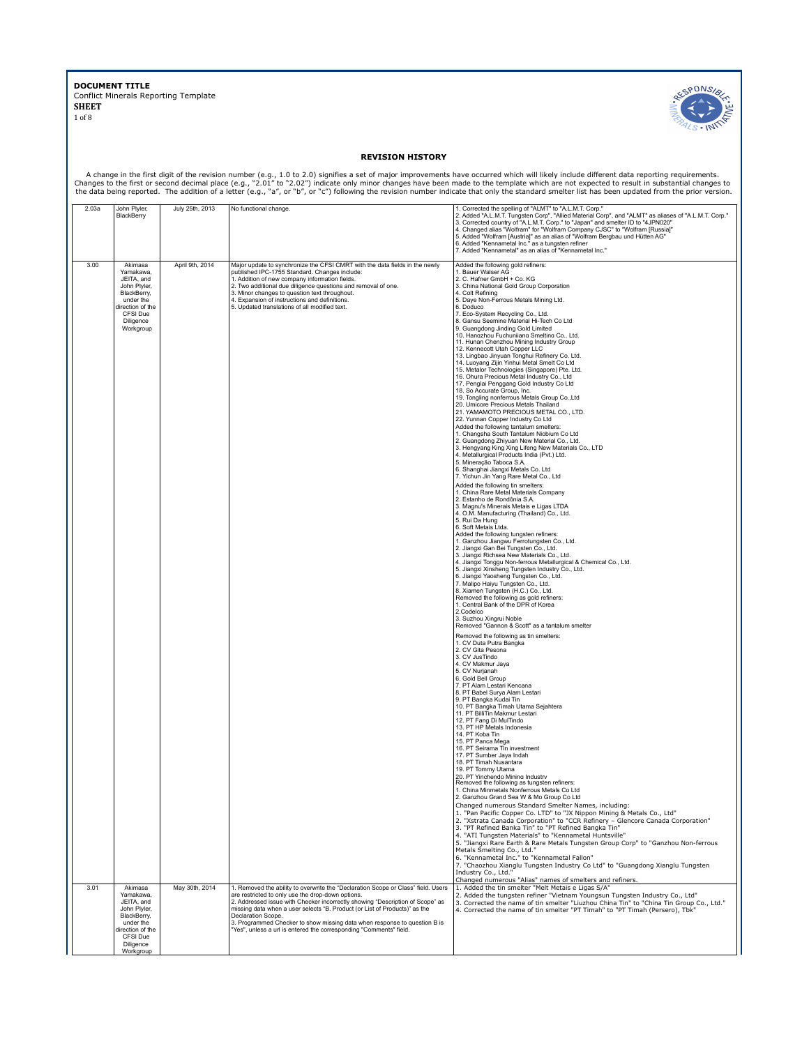**DOCUMENT TITLE**
Conflict Minerals Reporting Template
**SHEET**

## REVISION HISTORY

A change in the first digit of the revision number (e.g., 1.0 to 2.0) signifies a set of major improvements have occurred which will likely include different data reporting requirements. Changes to the first or second decimal place (e.g., "2.01" to "2.02") indicate only minor changes have been made to the template which are not expected to result in substantial changes to the data being reported. The addition of a letter (e.g., "a", or "b", or "c") following the revision number indicate that only the standard smelter list has been updated from the prior version.

| | | | | |
|---|---|---|---|---|
| 2.03a | John Plyler, BlackBerry | July 25th, 2013 | No functional change. | 1. Corrected the spelling of "ALMT" to "A.L.M.T. Corp."<br>2. Added "A.L.M.T. Tungsten Corp", "Allied Material Corp", and "ALMT" as aliases of "A.L.M.T. Corp."<br>3. Corrected country of "A.L.M.T. Corp." to "Japan" and smelter ID to "4JPN020"<br>4. Changed alias "Wolfram" for "Wolfram Company CJSC" to "Wolfram [Russia]"<br>5. Added "Wolfram [Austria]" as an alias of "Wolfram Bergbau und Hütten AG"<br>6. Added "Kennametal Inc." as a tungsten refiner<br>7. Added "Kennametal" as an alias of "Kennametal Inc." |
| 3.00 | Akimasa Yamakawa, JEITA, and John Plyler, BlackBerry, under the direction of the CFSI Due Diligence Workgroup | April 9th, 2014 | Major update to synchronize the CFSI CMRT with the data fields in the newly published IPC-1755 Standard. Changes include:<br>1. Addition of new company information fields.<br>2. Two additional due diligence questions and removal of one.<br>3. Minor changes to question text throughout.<br>4. Expansion of instructions and definitions.<br>5. Updated translations of all modified text. | Added the following gold refiners:<br>1. Bauer Walser AG<br>2. C. Hafner GmbH + Co. KG<br>3. China National Gold Group Corporation<br>4. Colt Refining<br>5. Daye Non-Ferrous Metals Mining Ltd.<br>6. Doduco<br>7. Eco-System Recycling Co., Ltd.<br>8. Gansu Seemine Material Hi-Tech Co Ltd<br>9. Guangdong Jinding Gold Limited<br>10. Hangzhou Fuchunjiang Smelting Co., Ltd.<br>11. Hunan Chenzhou Mining Industry Group<br>12. Kennecott Utah Copper LLC<br>13. Lingbao Jinyuan Tonghui Refinery Co. Ltd.<br>14. Luoyang Zijin Yinhui Metal Smelt Co Ltd<br>15. Metalor Technologies (Singapore) Pte. Ltd.<br>16. Ohura Precious Metal Industry Co., Ltd<br>17. Penglai Penggang Gold Industry Co Ltd<br>18. So Accurate Group, Inc.<br>19. Tongling nonferrous Metals Group Co.,Ltd<br>20. Umicore Precious Metals Thailand<br>21. YAMAMOTO PRECIOUS METAL CO., LTD.<br>22. Yunnan Copper Industry Co Ltd<br>Added the following tantalum smelters:<br>1. Changsha South Tantalum Niobium Co Ltd<br>2. Guangdong Zhiyuan New Material Co., Ltd.<br>3. Hengyang King Xing Lifeng New Materials Co., LTD<br>4. Metallurgical Products India (Pvt.) Ltd.<br>5. Mineração Taboca S.A.<br>6. Shanghai Jiangxi Metals Co. Ltd<br>7. Yichun Jin Yang Rare Metal Co., Ltd<br>Added the following tin smelters:<br>1. China Rare Metal Materials Company<br>2. Estanho de Rondônia S.A.<br>3. Magnu's Minerais Metais e Ligas LTDA<br>4. O.M. Manufacturing (Thailand) Co., Ltd.<br>5. Rui Da Hung<br>6. Soft Metais Ltda.<br>Added the following tungsten refiners:<br>1. Ganzhou Jiangwu Ferrotungsten Co., Ltd.<br>2. Jiangxi Gan Bei Tungsten Co., Ltd.<br>3. Jiangxi Richsea New Materials Co., Ltd.<br>4. Jiangxi Tonggu Non-ferrous Metallurgical & Chemical Co., Ltd.<br>5. Jiangxi Xinsheng Tungsten Industry Co., Ltd.<br>6. Jiangxi Yaosheng Tungsten Co., Ltd.<br>7. Malipo Haiyu Tungsten Co., Ltd.<br>8. Xiamen Tungsten (H.C.) Co., Ltd.<br>Removed the following as gold refiners:<br>1. Central Bank of the DPR of Korea<br>2.Codelco<br>3. Suzhou Xingrui Noble<br>Removed "Gannon & Scott" as a tantalum smelter<br>Removed the following as tin smelters:<br>1. CV Duta Putra Bangka<br>2. CV Gita Pesona<br>3. CV JusTindo<br>4. CV Makmur Jaya<br>5. CV Nurjanah<br>6. Gold Bell Group<br>7. PT Alam Lestari Kencana<br>8. PT Babel Surya Alam Lestari<br>9. PT Bangka Kudai Tin<br>10. PT Bangka Timah Utama Sejahtera<br>11. PT BilliTin Makmur Lestari<br>12. PT Fang Di MulTindo<br>13. PT HP Metals Indonesia<br>14. PT Koba Tin<br>15. PT Panca Mega<br>16. PT Seirama Tin investment<br>17. PT Sumber Jaya Indah<br>18. PT Timah Nusantara<br>19. PT Tommy Utama<br>20. PT Yinchendo Mining Industry<br>Removed the following as tungsten refiners:<br>1. China Minmetals Nonferrous Metals Co Ltd<br>2. Ganzhou Grand Sea W & Mo Group Co Ltd<br>Changed numerous Standard Smelter Names, including:<br>1. "Pan Pacific Copper Co. LTD" to "JX Nippon Mining & Metals Co., Ltd"<br>2. "Xstrata Canada Corporation" to "CCR Refinery – Glencore Canada Corporation"<br>3. "PT Refined Banka Tin" to "PT Refined Bangka Tin"<br>4. "ATI Tungsten Materials" to "Kennametal Huntsville"<br>5. "Jiangxi Rare Earth & Rare Metals Tungsten Group Corp" to "Ganzhou Non-ferrous Metals Smelting Co., Ltd."<br>6. "Kennametal Inc." to "Kennametal Fallon"<br>7. "Chaozhou Xianglu Tungsten Industry Co Ltd" to "Guangdong Xianglu Tungsten Industry Co., Ltd."<br>Changed numerous "Alias" names of smelters and refiners. |
| 3.01 | Akimasa Yamakawa, JEITA, and John Plyler, BlackBerry, under the direction of the CFSI Due Diligence Workgroup | May 30th, 2014 | 1. Removed the ability to overwrite the "Declaration Scope or Class" field. Users are restricted to only use the drop-down options.<br>2. Addressed issue with Checker incorrectly showing "Description of Scope" as missing data when a user selects "B. Product (or List of Products)" as the Declaration Scope.<br>3. Programmed Checker to show missing data when response to question B is "Yes", unless a url is entered the corresponding "Comments" field. | 1. Added the tin smelter "Melt Metais e Ligas S/A"<br>2. Added the tungsten refiner "Vietnam Youngsun Tungsten Industry Co., Ltd"<br>3. Corrected the name of tin smelter "Liuzhou China Tin" to "China Tin Group Co., Ltd."<br>4. Corrected the name of tin smelter "PT Timah" to "PT Timah (Persero), Tbk" |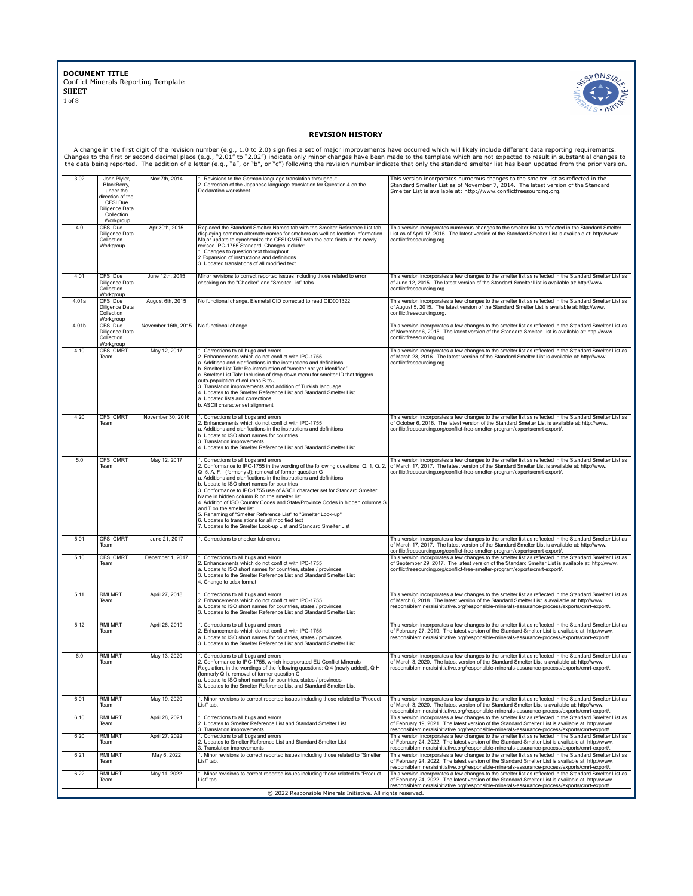**DOCUMENT TITLE**
Conflict Minerals Reporting Template
**SHEET**
1 of 8

## REVISION HISTORY

A change in the first digit of the revision number (e.g., 1.0 to 2.0) signifies a set of major improvements have occurred which will likely include different data reporting requirements. Changes to the first or second decimal place (e.g., "2.01" to "2.02") indicate only minor changes have been made to the template which are not expected to result in substantial changes to the data being reported. The addition of a letter (e.g., "a", or "b", or "c") following the revision number indicate that only the standard smelter list has been updated from the prior version.

| | | | | |
|---|---|---|---|---|
| 3.02 | John Plyler, BlackBerry, under the direction of the CFSI Due Diligence Data Collection Workgroup | Nov 7th, 2014 | 1. Revisions to the German language translation throughout.<br>2. Correction of the Japanese language translation for Question 4 on the Declaration worksheet. | This version incorporates numerous changes to the smelter list as reflected in the Standard Smelter List as of November 7, 2014. The latest version of the Standard Smelter List is available at: http://www.conflictfreesourcing.org. |
| 4.0 | CFSI Due Diligence Data Collection Workgroup | Apr 30th, 2015 | Replaced the Standard Smelter Names tab with the Smelter Reference List tab, displaying common alternate names for smelters as well as location information. Major update to synchronize the CFSI CMRT with the data fields in the newly revised IPC-1755 Standard. Changes include:<br>1. Changes to question text throughout.<br>2.Expansion of instructions and definitions.<br>3. Updated translations of all modified text. | This version incorporates numerous changes to the smelter list as reflected in the Standard Smelter List as of April 17, 2015. The latest version of the Standard Smelter List is available at: http://www.conflictfreesourcing.org. |
| 4.01 | CFSI Due Diligence Data Collection Workgroup | June 12th, 2015 | Minor revisions to correct reported issues including those related to error checking on the "Checker" and "Smelter List" tabs. | This version incorporates a few changes to the smelter list as reflected in the Standard Smelter List as of June 12, 2015. The latest version of the Standard Smelter List is available at: http://www.conflictfreesourcing.org. |
| 4.01a | CFSI Due Diligence Data Collection Workgroup | August 6th, 2015 | No functional change. Elemetal CID corrected to read CID001322. | This version incorporates a few changes to the smelter list as reflected in the Standard Smelter List as of August 5, 2015. The latest version of the Standard Smelter List is available at: http://www.conflictfreesourcing.org. |
| 4.01b | CFSI Due Diligence Data Collection Workgroup | November 16th, 2015 | No functional change. | This version incorporates a few changes to the smelter list as reflected in the Standard Smelter List as of November 6, 2015. The latest version of the Standard Smelter List is available at: http://www.conflictfreesourcing.org. |
| 4.10 | CFSI CMRT Team | May 12, 2017 | 1. Corrections to all bugs and errors<br>2. Enhancements which do not conflict with IPC-1755<br>a. Additions and clarifications in the instructions and definitions<br>b. Smelter List Tab: Re-introduction of "smelter not yet identified"<br>c. Smelter List Tab: Inclusion of drop down menu for smelter ID that triggers auto-population of columns B to J<br>3. Translation improvements and addition of Turkish language<br>4. Updates to the Smelter Reference List and Standard Smelter List<br>a. Updated lists and corrections<br>b. ASCII character set alignment | This version incorporates a few changes to the smelter list as reflected in the Standard Smelter List as of March 23, 2016. The latest version of the Standard Smelter List is available at: http://www.conflictfreesourcing.org. |
| 4.20 | CFSI CMRT Team | November 30, 2016 | 1. Corrections to all bugs and errors<br>2. Enhancements which do not conflict with IPC-1755<br>a. Additions and clarifications in the instructions and definitions<br>b. Update to ISO short names for countries<br>3. Translation improvements<br>4. Updates to the Smelter Reference List and Standard Smelter List | This version incorporates a few changes to the smelter list as reflected in the Standard Smelter List as of October 6, 2016. The latest version of the Standard Smelter List is available at: http://www.conflictfreesourcing.org/conflict-free-smelter-program/exports/cmrt-export/. |
| 5.0 | CFSI CMRT Team | May 12, 2017 | 1. Corrections to all bugs and errors<br>2. Conformance to IPC-1755 in the wording of the following questions: Q. 1, Q. 2, Q. 5, A, F, I (formerly J); removal of former question G<br>a. Additions and clarifications in the instructions and definitions<br>b. Update to ISO short names for countries<br>3. Conformance to IPC-1755 use of ASCII character set for Standard Smelter Name in hidden column R on the smelter list<br>4. Addition of ISO Country Codes and State/Province Codes in hidden columns S and T on the smelter list<br>5. Renaming of "Smelter Reference List" to "Smelter Look-up"<br>6. Updates to translations for all modified text<br>7. Updates to the Smelter Look-up List and Standard Smelter List | This version incorporates a few changes to the smelter list as reflected in the Standard Smelter List as of March 17, 2017. The latest version of the Standard Smelter List is available at: http://www.conflictfreesourcing.org/conflict-free-smelter-program/exports/cmrt-export/. |
| 5.01 | CFSI CMRT Team | June 21, 2017 | 1. Corrections to checker tab errors | This version incorporates a few changes to the smelter list as reflected in the Standard Smelter List as of March 17, 2017. The latest version of the Standard Smelter List is available at: http://www.conflictfreesourcing.org/conflict-free-smelter-program/exports/cmrt-export/. |
| 5.10 | CFSI CMRT Team | December 1, 2017 | 1. Corrections to all bugs and errors<br>2. Enhancements which do not conflict with IPC-1755<br>a. Update to ISO short names for countries, states / provinces<br>3. Updates to the Smelter Reference List and Standard Smelter List<br>4. Change to .xlsx format | This version incorporates a few changes to the smelter list as reflected in the Standard Smelter List as of September 29, 2017. The latest version of the Standard Smelter List is available at: http://www.conflictfreesourcing.org/conflict-free-smelter-program/exports/cmrt-export/. |
| 5.11 | RMI MRT Team | April 27, 2018 | 1. Corrections to all bugs and errors<br>2. Enhancements which do not conflict with IPC-1755<br>a. Update to ISO short names for countries, states / provinces<br>3. Updates to the Smelter Reference List and Standard Smelter List | This version incorporates a few changes to the smelter list as reflected in the Standard Smelter List as of March 6, 2018. The latest version of the Standard Smelter List is available at: http://www.responsiblemineralsinitiative.org/responsible-minerals-assurance-process/exports/cmrt-export/. |
| 5.12 | RMI MRT Team | April 26, 2019 | 1. Corrections to all bugs and errors<br>2. Enhancements which do not conflict with IPC-1755<br>a. Update to ISO short names for countries, states / provinces<br>3. Updates to the Smelter Reference List and Standard Smelter List | This version incorporates a few changes to the smelter list as reflected in the Standard Smelter List as of February 27, 2019. The latest version of the Standard Smelter List is available at: http://www.responsiblemineralsinitiative.org/responsible-minerals-assurance-process/exports/cmrt-export/. |
| 6.0 | RMI MRT Team | May 13, 2020 | 1. Corrections to all bugs and errors<br>2. Conformance to IPC-1755, which incorporated EU Conflict Minerals Regulation, in the wordings of the following questions: Q 4 (newly added), Q H (formerly Q I), removal of former question C<br>a. Update to ISO short names for countries, states / provinces<br>3. Updates to the Smelter Reference List and Standard Smelter List | This version incorporates a few changes to the smelter list as reflected in the Standard Smelter List as of March 3, 2020. The latest version of the Standard Smelter List is available at: http://www.responsiblemineralsinitiative.org/responsible-minerals-assurance-process/exports/cmrt-export/. |
| 6.01 | RMI MRT Team | May 19, 2020 | 1. Minor revisions to correct reported issues including those related to "Product List" tab. | This version incorporates a few changes to the smelter list as reflected in the Standard Smelter List as of March 3, 2020. The latest version of the Standard Smelter List is available at: http://www.responsiblemineralsinitiative.org/responsible-minerals-assurance-process/exports/cmrt-export/. |
| 6.10 | RMI MRT Team | April 28, 2021 | 1. Corrections to all bugs and errors<br>2. Updates to Smelter Reference List and Standard Smelter List<br>3. Translation improvements | This version incorporates a few changes to the smelter list as reflected in the Standard Smelter List as of February 19, 2021. The latest version of the Standard Smelter List is available at: http://www.responsiblemineralsinitiative.org/responsible-minerals-assurance-process/exports/cmrt-export/. |
| 6.20 | RMI MRT Team | April 27, 2022 | 1. Corrections to all bugs and errors<br>2. Updates to Smelter Reference List and Standard Smelter List<br>3. Translation improvements | This version incorporates a few changes to the smelter list as reflected in the Standard Smelter List as of February 24, 2022. The latest version of the Standard Smelter List is available at: http://www.responsiblemineralsinitiative.org/responsible-minerals-assurance-process/exports/cmrt-export/. |
| 6.21 | RMI MRT Team | May 6, 2022 | 1. Minor revisions to correct reported issues including those related to "Smelter List" tab. | This version incorporates a few changes to the smelter list as reflected in the Standard Smelter List as of February 24, 2022. The latest version of the Standard Smelter List is available at: http://www.responsiblemineralsinitiative.org/responsible-minerals-assurance-process/exports/cmrt-export/. |
| 6.22 | RMI MRT Team | May 11, 2022 | 1. Minor revisions to correct reported issues including those related to "Product List" tab. | This version incorporates a few changes to the smelter list as reflected in the Standard Smelter List as of February 24, 2022. The latest version of the Standard Smelter List is available at: http://www.responsiblemineralsinitiative.org/responsible-minerals-assurance-process/exports/cmrt-export/. |

© 2022 Responsible Minerals Initiative. All rights reserved.